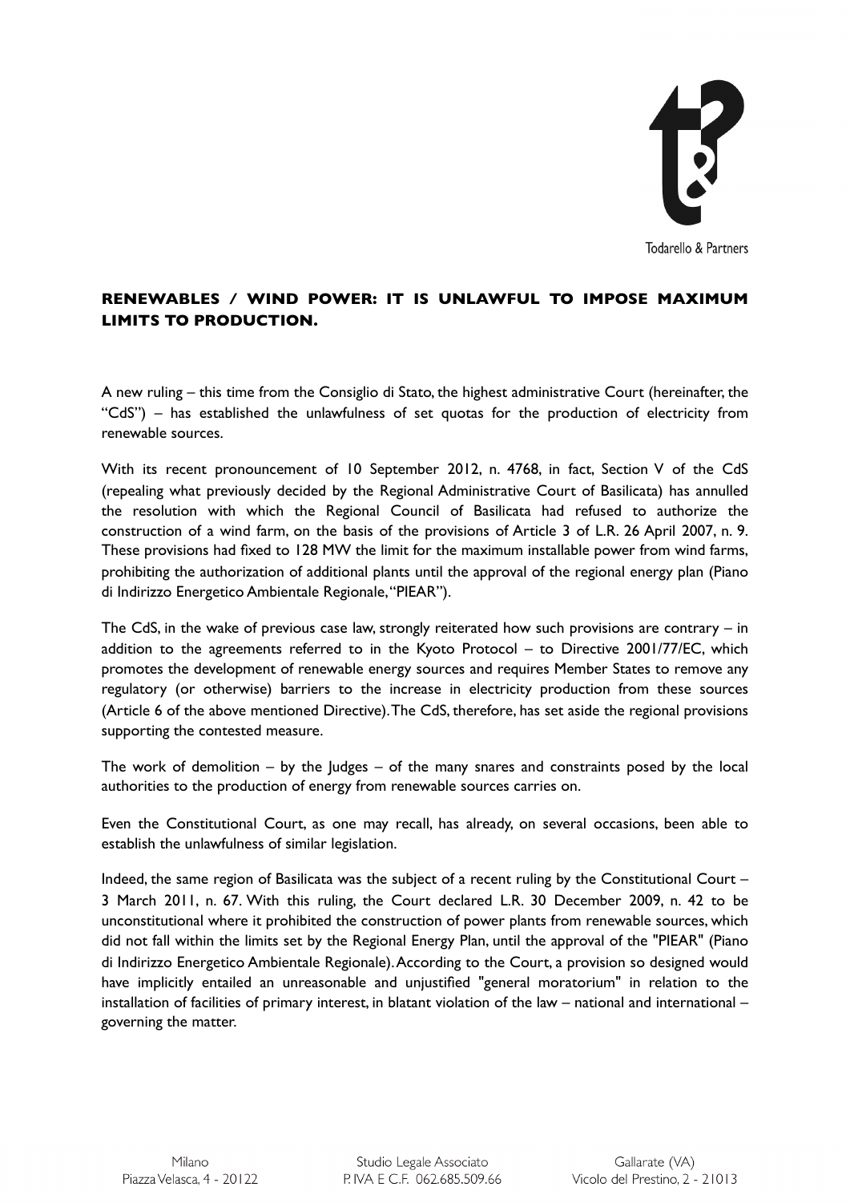Todarello & Partners

## RENEWABLES / WIND POWER: IT IS UNLAWFUL TO IMPOSE MAXIMUM LIMITS TO PRODUCTION.

A new ruling – this time from the Consiglio di Stato, the highest administrative Court (hereinafter, the "CdS") – has established the unlawfulness of set quotas for the production of electricity from renewable sources.

With its recent pronouncement of 10 September 2012, n. 4768, in fact, Section V of the CdS (repealing what previously decided by the Regional Administrative Court of Basilicata) has annulled the resolution with which the Regional Council of Basilicata had refused to authorize the construction of a wind farm, on the basis of the provisions of Article 3 of L.R. 26 April 2007, n. 9. These provisions had fixed to 128 MW the limit for the maximum installable power from wind farms, prohibiting the authorization of additional plants until the approval of the regional energy plan (Piano di Indirizzo Energetico Ambientale Regionale, "PIEAR").

The CdS, in the wake of previous case law, strongly reiterated how such provisions are contrary – in addition to the agreements referred to in the Kyoto Protocol – to Directive 2001/77/EC, which promotes the development of renewable energy sources and requires Member States to remove any regulatory (or otherwise) barriers to the increase in electricity production from these sources (Article 6 of the above mentioned Directive). The CdS, therefore, has set aside the regional provisions supporting the contested measure.

The work of demolition – by the Judges – of the many snares and constraints posed by the local authorities to the production of energy from renewable sources carries on.

Even the Constitutional Court, as one may recall, has already, on several occasions, been able to establish the unlawfulness of similar legislation.

Indeed, the same region of Basilicata was the subject of a recent ruling by the Constitutional Court – 3 March 2011, n. 67. With this ruling, the Court declared L.R. 30 December 2009, n. 42 to be unconstitutional where it prohibited the construction of power plants from renewable sources, which did not fall within the limits set by the Regional Energy Plan, until the approval of the "PIEAR" (Piano di Indirizzo Energetico Ambientale Regionale). According to the Court, a provision so designed would have implicitly entailed an unreasonable and unjustified "general moratorium" in relation to the installation of facilities of primary interest, in blatant violation of the law – national and international – governing the matter.

Milano
Piazza Velasca, 4 - 20122

Studio Legale Associato
P. IVA E C.F. 062.685.509.66

Gallarate (VA)
Vicolo del Prestino, 2 - 21013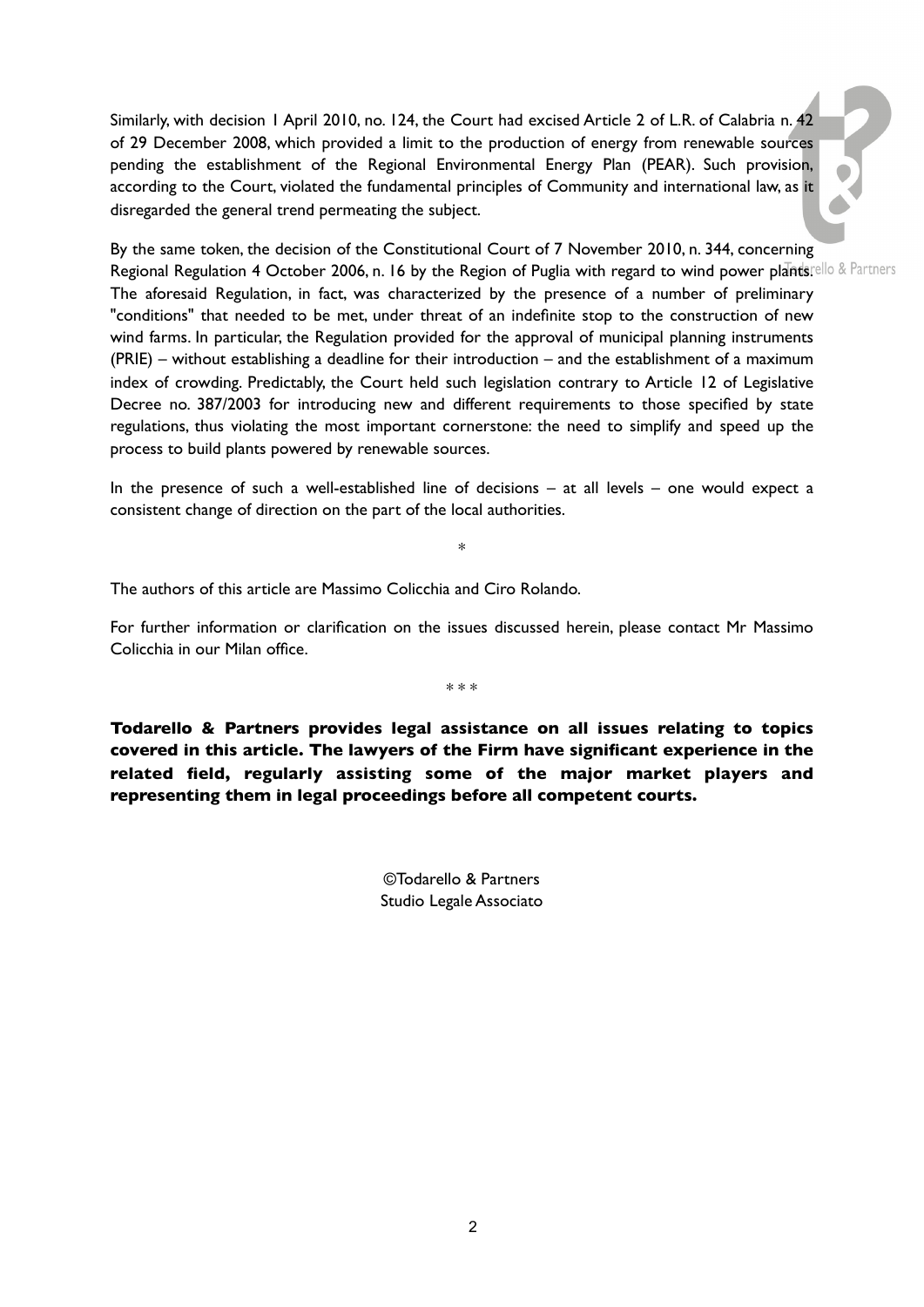Similarly, with decision 1 April 2010, no. 124, the Court had excised Article 2 of L.R. of Calabria n. 42 of 29 December 2008, which provided a limit to the production of energy from renewable sources pending the establishment of the Regional Environmental Energy Plan (PEAR). Such provision, according to the Court, violated the fundamental principles of Community and international law, as it disregarded the general trend permeating the subject.

By the same token, the decision of the Constitutional Court of 7 November 2010, n. 344, concerning Regional Regulation 4 October 2006, n. 16 by the Region of Puglia with regard to wind power plants. The aforesaid Regulation, in fact, was characterized by the presence of a number of preliminary "conditions" that needed to be met, under threat of an indefinite stop to the construction of new wind farms. In particular, the Regulation provided for the approval of municipal planning instruments (PRIE) – without establishing a deadline for their introduction – and the establishment of a maximum index of crowding. Predictably, the Court held such legislation contrary to Article 12 of Legislative Decree no. 387/2003 for introducing new and different requirements to those specified by state regulations, thus violating the most important cornerstone: the need to simplify and speed up the process to build plants powered by renewable sources.

In the presence of such a well-established line of decisions – at all levels – one would expect a consistent change of direction on the part of the local authorities.

*

The authors of this article are Massimo Colicchia and Ciro Rolando.

For further information or clarification on the issues discussed herein, please contact Mr Massimo Colicchia in our Milan office.

* * *

**Todarello & Partners provides legal assistance on all issues relating to topics covered in this article. The lawyers of the Firm have significant experience in the related field, regularly assisting some of the major market players and representing them in legal proceedings before all competent courts.**

©Todarello & Partners
Studio Legale Associato